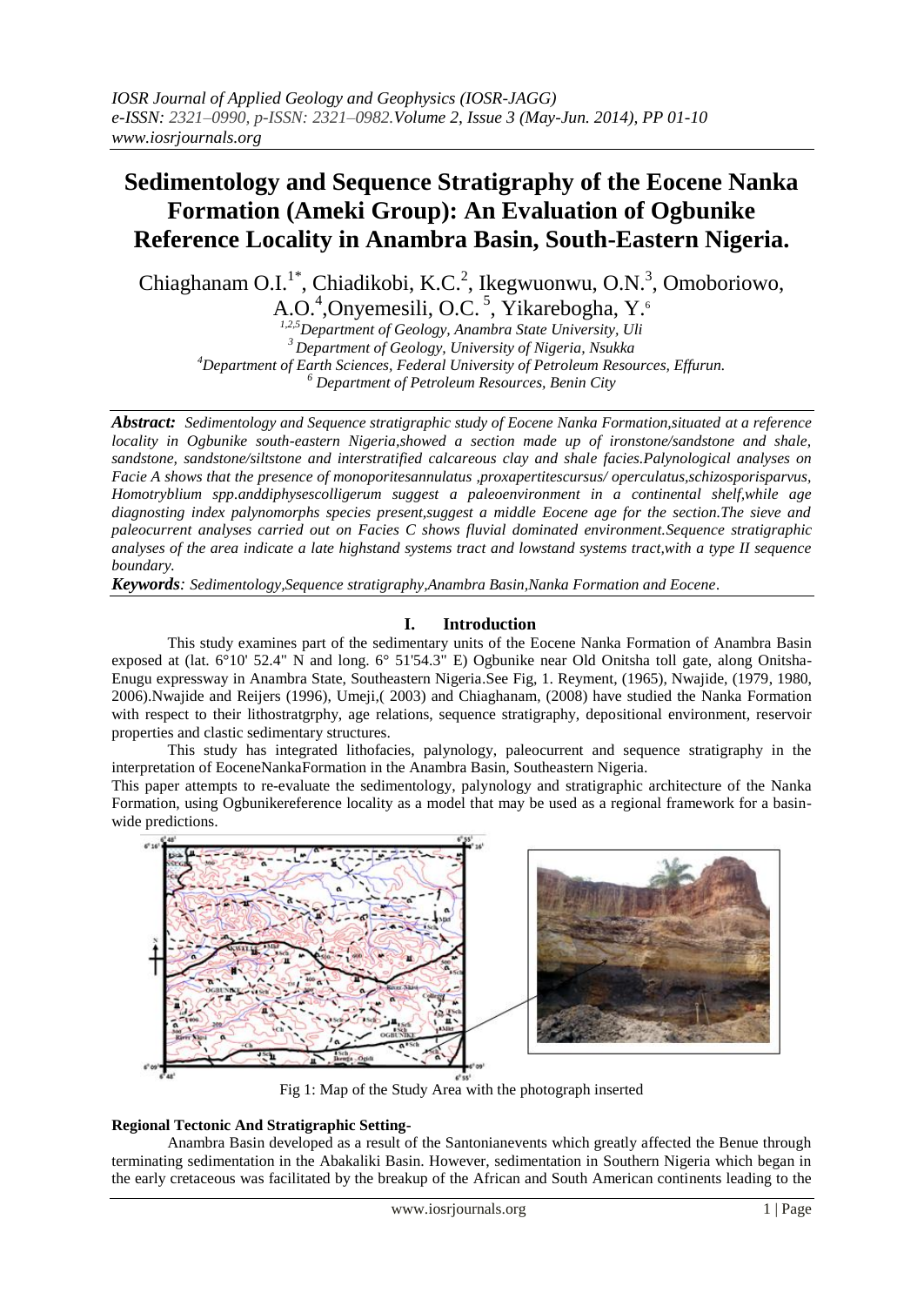# Sedimentology and Sequence Stratigraphy of the Eocene Nanka Formation (Ameki Group): An Evaluation of Ogbunike Reference Locality in Anambra Basin, South-Eastern Nigeria.

Chiaghanam O.I.[1*], Chiadikobi, K.C.[2], Ikegwuonwu, O.N.[3], Omoboriowo, A.O.[4], Onyemesili, O.C.[5], Yikarebogha, Y.[6]

[1,2,5]Department of Geology, Anambra State University, Uli
[3]Department of Geology, University of Nigeria, Nsukka
[4]Department of Earth Sciences, Federal University of Petroleum Resources, Effurun.
[6]Department of Petroleum Resources, Benin City

***Abstract:*** *Sedimentology and Sequence stratigraphic study of Eocene Nanka Formation,situated at a reference locality in Ogbunike south-eastern Nigeria,showed a section made up of ironstone/sandstone and shale, sandstone, sandstone/siltstone and interstratified calcareous clay and shale facies.Palynological analyses on Facie A shows that the presence of monoporitesannulatus ,proxapertitescursus/ operculatus,schizosporisparvus, Homotryblium spp.anddiphysescolligerum suggest a paleoenvironment in a continental shelf,while age diagnosting index palynomorphs species present,suggest a middle Eocene age for the section.The sieve and paleocurrent analyses carried out on Facies C shows fluvial dominated environment.Sequence stratigraphic analyses of the area indicate a late highstand systems tract and lowstand systems tract,with a type II sequence boundary.*

***Keywords****: Sedimentology,Sequence stratigraphy,Anambra Basin,Nanka Formation and Eocene*.

## I. Introduction

This study examines part of the sedimentary units of the Eocene Nanka Formation of Anambra Basin exposed at (lat. 6°10' 52.4" N and long. 6° 51'54.3" E) Ogbunike near Old Onitsha toll gate, along Onitsha-Enugu expressway in Anambra State, Southeastern Nigeria.See Fig, 1. Reyment, (1965), Nwajide, (1979, 1980, 2006).Nwajide and Reijers (1996), Umeji,( 2003) and Chiaghanam, (2008) have studied the Nanka Formation with respect to their lithostratgrphy, age relations, sequence stratigraphy, depositional environment, reservoir properties and clastic sedimentary structures.

This study has integrated lithofacies, palynology, paleocurrent and sequence stratigraphy in the interpretation of EoceneNankaFormation in the Anambra Basin, Southeastern Nigeria.

This paper attempts to re-evaluate the sedimentology, palynology and stratigraphic architecture of the Nanka Formation, using Ogbunikereference locality as a model that may be used as a regional framework for a basin-wide predictions.

Fig 1: Map of the Study Area with the photograph inserted

**Regional Tectonic And Stratigraphic Setting-**

Anambra Basin developed as a result of the Santonianevents which greatly affected the Benue through terminating sedimentation in the Abakaliki Basin. However, sedimentation in Southern Nigeria which began in the early cretaceous was facilitated by the breakup of the African and South American continents leading to the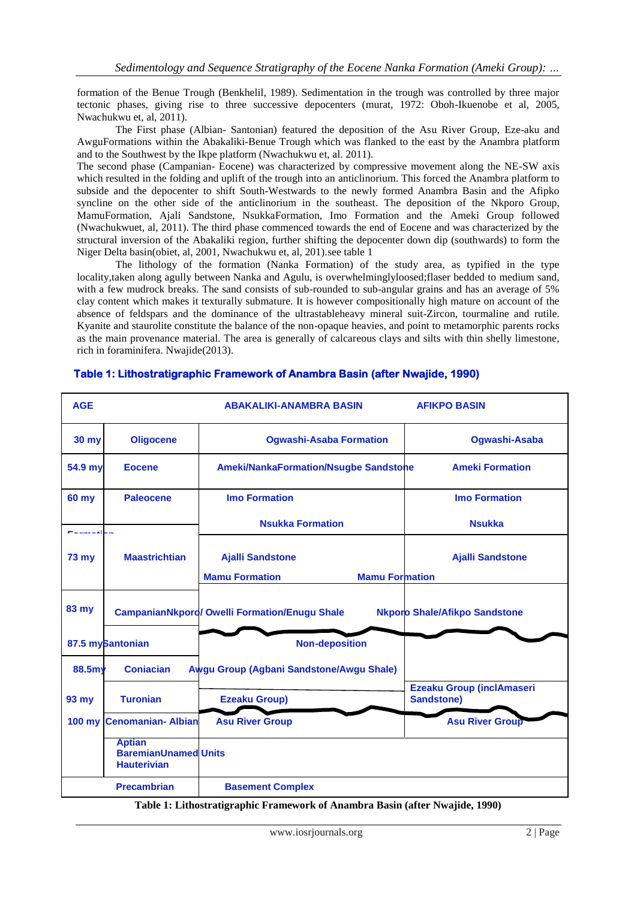formation of the Benue Trough (Benkhelil, 1989). Sedimentation in the trough was controlled by three major tectonic phases, giving rise to three successive depocenters (murat, 1972: Oboh-Ikuenobe et al, 2005, Nwachukwu et, al, 2011).

The First phase (Albian- Santonian) featured the deposition of the Asu River Group, Eze-aku and AwguFormations within the Abakaliki-Benue Trough which was flanked to the east by the Anambra platform and to the Southwest by the Ikpe platform (Nwachukwu et, al. 2011).

The second phase (Campanian- Eocene) was characterized by compressive movement along the NE-SW axis which resulted in the folding and uplift of the trough into an anticlinorium. This forced the Anambra platform to subside and the depocenter to shift South-Westwards to the newly formed Anambra Basin and the Afipko syncline on the other side of the anticlinorium in the southeast. The deposition of the Nkporo Group, MamuFormation, Ajali Sandstone, NsukkaFormation, Imo Formation and the Ameki Group followed (Nwachukwuet, al, 2011). The third phase commenced towards the end of Eocene and was characterized by the structural inversion of the Abakaliki region, further shifting the depocenter down dip (southwards) to form the Niger Delta basin(obiet, al, 2001, Nwachukwu et, al, 201).see table 1

The lithology of the formation (Nanka Formation) of the study area, as typified in the type locality,taken along agully between Nanka and Agulu, is overwhelminglyloosed;flaser bedded to medium sand, with a few mudrock breaks. The sand consists of sub-rounded to sub-angular grains and has an average of 5% clay content which makes it texturally submature. It is however compositionally high mature on account of the absence of feldspars and the dominance of the ultrastableheavy mineral suit-Zircon, tourmaline and rutile. Kyanite and staurolite constitute the balance of the non-opaque heavies, and point to metamorphic parents rocks as the main provenance material. The area is generally of calcareous clays and silts with thin shelly limestone, rich in foraminifera. Nwajide(2013).

**Table 1: Lithostratigraphic Framework of Anambra Basin (after Nwajide, 1990)**

| AGE | | ABAKALIKI-ANAMBRA BASIN | AFIKPO BASIN |
|---|---|---|---|
| 30 my | Oligocene | Ogwashi-Asaba Formation | Ogwashi-Asaba |
| 54.9 my | Eocene | Ameki/NankaFormation/Nsugbe Sandstone | Ameki Formation |
| 60 my | Paleocene | Imo Formation | Imo Formation |
| | | Nsukka Formation | Nsukka |
| 73 my | Maastrichtian | Ajalli Sandstone | Ajalli Sandstone |
| | | Mamu Formation | Mamu Formation |
| 83 my | Campanian | Nkporo/ Owelli Formation/Enugu Shale | Nkporo Shale/Afikpo Sandstone |
| 87.5 my | Santonian | Non-deposition | |
| 88.5my | Coniacian | Awgu Group (Agbani Sandstone/Awgu Shale) | |
| 93 my | Turonian | Ezeaku Group) | Ezeaku Group (inclAmaseri Sandstone) |
| 100 my | Cenomanian- Albian | Asu River Group | Asu River Group |
| | Aptian Baremian Hauterivian | Unamed Units | |
| | Precambrian | Basement Complex | |

Table 1: Lithostratigraphic Framework of Anambra Basin (after Nwajide, 1990)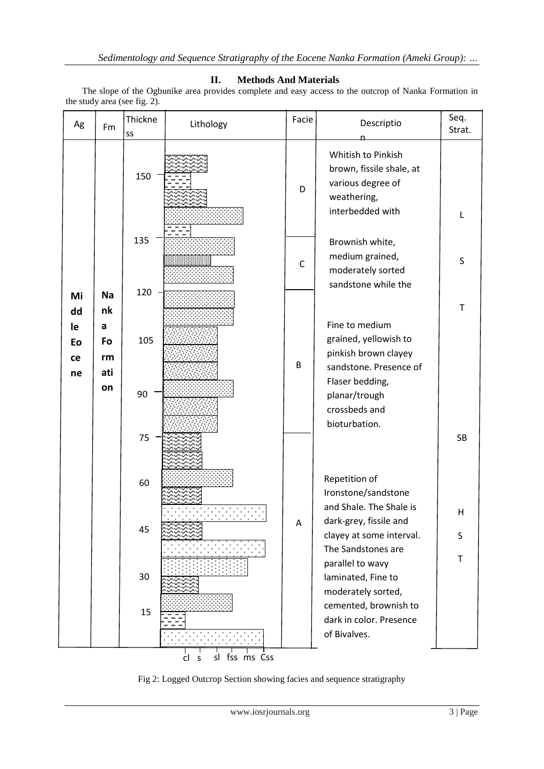## II. Methods And Materials

The slope of the Ogbunike area provides complete and easy access to the outcrop of Nanka Formation in the study area (see fig. 2).

| Ag | Fm | Thickness | Lithology | Facies | Description | Seq. Strat. |
|---|---|---|---|---|---|---|
| Middle Eocene | Nanka Formation | 150, 135 | | D | Whitish to Pinkish brown, fissile shale, at various degree of weathering, interbedded with | L |
| | | 135, 120 | | C | Brownish white, medium grained, moderately sorted sandstone while the | S |
| | | 120, 105, 90, 75 | | B | Fine to medium grained, yellowish to pinkish brown clayey sandstone. Presence of Flaser bedding, planar/trough crossbeds and bioturbation. | T |
| | | | | | | SB |
| | | 75, 60, 45, 30, 15 | | A | Repetition of Ironstone/sandstone and Shale. The Shale is dark-grey, fissile and clayey at some interval. The Sandstones are parallel to wavy laminated, Fine to moderately sorted, cemented, brownish to dark in color. Presence of Bivalves. | H S T |

cl s sl fss ms Css

Fig 2: Logged Outcrop Section showing facies and sequence stratigraphy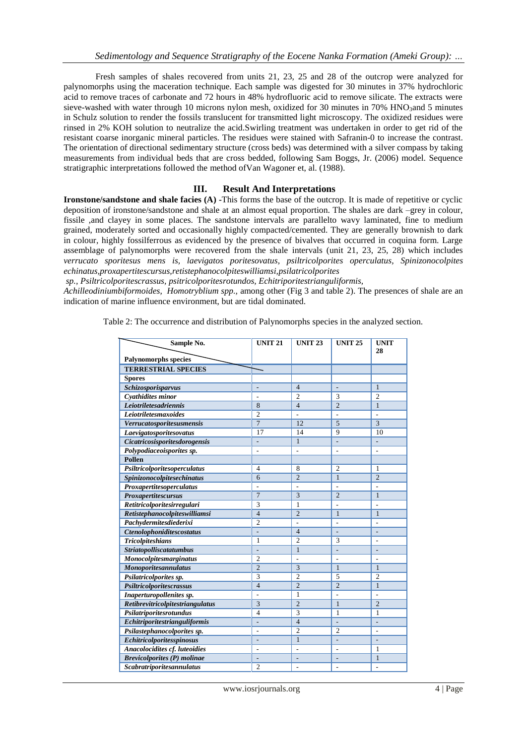Fresh samples of shales recovered from units 21, 23, 25 and 28 of the outcrop were analyzed for palynomorphs using the maceration technique. Each sample was digested for 30 minutes in 37% hydrochloric acid to remove traces of carbonate and 72 hours in 48% hydrofluoric acid to remove silicate. The extracts were sieve-washed with water through 10 microns nylon mesh, oxidized for 30 minutes in 70% $HNO_3$and 5 minutes in Schulz solution to render the fossils translucent for transmitted light microscopy. The oxidized residues were rinsed in 2% KOH solution to neutralize the acid.Swirling treatment was undertaken in order to get rid of the resistant coarse inorganic mineral particles. The residues were stained with Safranin-0 to increase the contrast. The orientation of directional sedimentary structure (cross beds) was determined with a silver compass by taking measurements from individual beds that are cross bedded, following Sam Boggs, Jr. (2006) model. Sequence stratigraphic interpretations followed the method ofVan Wagoner et, al. (1988).

## III. Result And Interpretations

**Ironstone/sandstone and shale facies (A) -**This forms the base of the outcrop. It is made of repetitive or cyclic deposition of ironstone/sandstone and shale at an almost equal proportion. The shales are dark –grey in colour, fissile ,and clayey in some places. The sandstone intervals are parallelto wavy laminated, fine to medium grained, moderately sorted and occasionally highly compacted/cemented. They are generally brownish to dark in colour, highly fossilferrous as evidenced by the presence of bivalves that occurred in coquina form. Large assemblage of palynomorphs were recovered from the shale intervals (unit 21, 23, 25, 28) which includes *verrucato sporitesus mens is, laevigatos poritesovatus, psiltricolporites operculatus, Spinizonocolpites echinatus,proxapertitescursus,retistephanocolpiteswilliamsi,psilatricolporites sp., Psiltricolporitescrassus, psitricolporitesrotundos, Echitriporitestrianguliformis, Achilleodiniumbiformoides, Homotryblium spp.,* among other (Fig 3 and table 2). The presences of shale are an indication of marine influence environment, but are tidal dominated.

Table 2: The occurrence and distribution of Palynomorphs species in the analyzed section.

| Sample No. / Palynomorphs species | UNIT 21 | UNIT 23 | UNIT 25 | UNIT 28 |
|---|---|---|---|---|
| **TERRESTRIAL SPECIES** | | | | |
| **Spores** | | | | |
| ***Schizosporisparvus*** | - | 4 | - | 1 |
| ***Cyathidites minor*** | - | 2 | 3 | 2 |
| ***Leiotriletesadriennis*** | 8 | 4 | 2 | 1 |
| ***Leiotriletesmaxoides*** | 2 | - | - | - |
| ***Verrucatosporitesusmensis*** | 7 | 12 | 5 | 3 |
| ***Laevigatosporitesovatus*** | 17 | 14 | 9 | 10 |
| ***Cicatricosisporitesdorogensis*** | - | 1 | - | - |
| ***Polypodiaceoisporites sp.*** | - | - | - | - |
| **Pollen** | | | | |
| ***Psiltricolporitesoperculatus*** | 4 | 8 | 2 | 1 |
| ***Spinizonocolpitesechinatus*** | 6 | 2 | 1 | 2 |
| ***Proxapertitesoperculatus*** | - | - | - | - |
| ***Proxapertitescursus*** | 7 | 3 | 2 | 1 |
| ***Retitricolporitesirregulari*** | 3 | 1 | - | - |
| ***Retistephanocolpiteswilliamsi*** | 4 | 2 | 1 | 1 |
| ***Pachydermitesdiederixi*** | 2 | - | - | - |
| ***Ctenolophoniditescostatus*** | - | 4 | - | - |
| ***Tricolpiteshians*** | 1 | 2 | 3 | - |
| ***Striatopolliscatatumbus*** | - | 1 | - | - |
| ***Monocolpitesmarginatus*** | 2 | - | - | - |
| ***Monoporitesannulatus*** | 2 | 3 | 1 | 1 |
| ***Psilatricolporites sp.*** | 3 | 2 | 5 | 2 |
| ***Psiltricolporitescrassus*** | 4 | 2 | 2 | 1 |
| ***Inaperturopollenites sp.*** | - | 1 | - | - |
| ***Retibrevitricolpitestriangulatus*** | 3 | 2 | 1 | 2 |
| ***Psilatriporitesrotundus*** | 4 | 3 | 1 | 1 |
| ***Echitriporitestrianguliformis*** | - | 4 | - | - |
| ***Psilastephanocolporites sp.*** | - | 2 | 2 | - |
| ***Echitricolporitesspinosus*** | - | 1 | - | - |
| ***Anacolocidites cf. luteoidies*** | - | - | - | 1 |
| ***Brevicolporites (P) molinae*** | - | - | - | 1 |
| ***Scabratriporitesannulatus*** | 2 | - | - | - |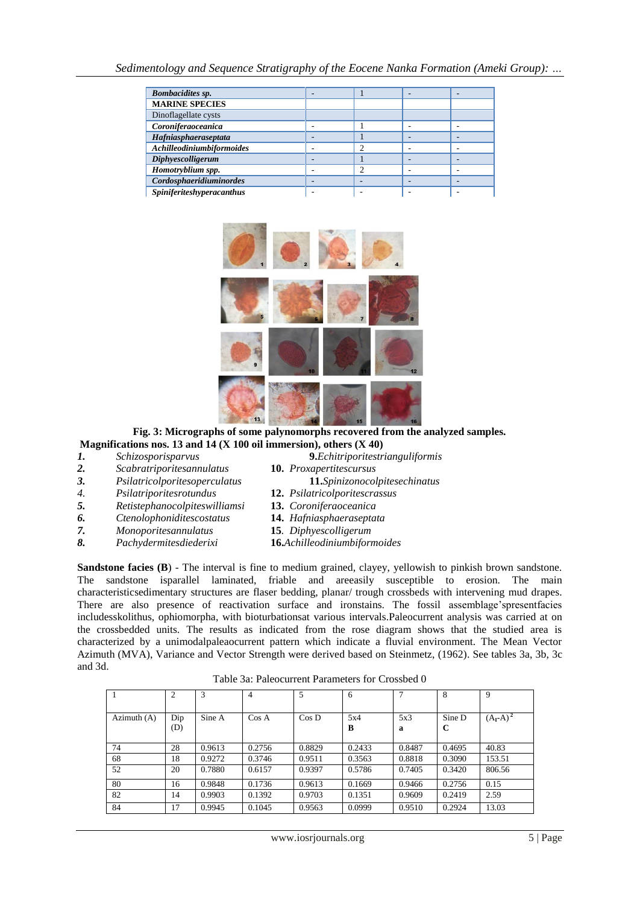| | | | | |
|---|---|---|---|---|
| ***Bombacidites sp.*** | - | 1 | - | - |
| **MARINE SPECIES** | | | | |
| Dinoflagellate cysts | | | | |
| ***Coroniferaoceanica*** | - | 1 | - | - |
| ***Hafniasphaeraseptata*** | - | 1 | - | - |
| ***Achilleodiniumbiformoides*** | - | 2 | - | - |
| ***Diphyescolligerum*** | - | 1 | - | - |
| ***Homotryblium spp.*** | - | 2 | - | - |
| ***Cordosphaeridiuminordes*** | - | - | - | - |
| ***Spiniferiteshyperacanthus*** | - | - | - | - |

**Fig. 3: Micrographs of some palynomorphs recovered from the analyzed samples. Magnifications nos. 13 and 14 (X 100 oil immersion), others (X 40)**

1. *Schizosporisparvus*
2. *Scabratriporitesannulatus*
3. *Psilatricolporitesoperculatus*
4. *Psilatriporitesrotundus*
5. *Retistephanocolpiteswilliamsi*
6. *Ctenolophonoiditescostatus*
7. *Monoporitesannulatus*
8. *Pachydermitesdiederixi*
9. *Echitriporitestrianguliformis*
10. *Proxapertitescursus*
11. *Spinizonocolpitesechinatus*
12. *Psilatricolporitescrassus*
13. *Coroniferaoceanica*
14. *Hafniasphaeraseptata*
15. *Diphyescolligerum*
16. *Achilleodiniumbiformoides*

**Sandstone facies (B**) - The interval is fine to medium grained, clayey, yellowish to pinkish brown sandstone. The sandstone isparallel laminated, friable and areeasily susceptible to erosion. The main characteristicsedimentary structures are flaser bedding, planar/ trough crossbeds with intervening mud drapes. There are also presence of reactivation surface and ironstains. The fossil assemblage'spresentfacies includesskolithus, ophiomorpha, with bioturbationsat various intervals.Paleocurrent analysis was carried at on the crossbedded units. The results as indicated from the rose diagram shows that the studied area is characterized by a unimodalpaleaocurrent pattern which indicate a fluvial environment. The Mean Vector Azimuth (MVA), Variance and Vector Strength were derived based on Steinmetz, (1962). See tables 3a, 3b, 3c and 3d.

Table 3a: Paleocurrent Parameters for Crossbed 0

| 1 | 2 | 3 | 4 | 5 | 6 | 7 | 8 | 9 |
|---|---|---|---|---|---|---|---|---|
| Azimuth (A) | Dip (D) | Sine A | Cos A | Cos D | 5x4 **B** | 5x3 **a** | Sine D **C** | $(A_I\text{-}A)^2$ |
| 74 | 28 | 0.9613 | 0.2756 | 0.8829 | 0.2433 | 0.8487 | 0.4695 | 40.83 |
| 68 | 18 | 0.9272 | 0.3746 | 0.9511 | 0.3563 | 0.8818 | 0.3090 | 153.51 |
| 52 | 20 | 0.7880 | 0.6157 | 0.9397 | 0.5786 | 0.7405 | 0.3420 | 806.56 |
| 80 | 16 | 0.9848 | 0.1736 | 0.9613 | 0.1669 | 0.9466 | 0.2756 | 0.15 |
| 82 | 14 | 0.9903 | 0.1392 | 0.9703 | 0.1351 | 0.9609 | 0.2419 | 2.59 |
| 84 | 17 | 0.9945 | 0.1045 | 0.9563 | 0.0999 | 0.9510 | 0.2924 | 13.03 |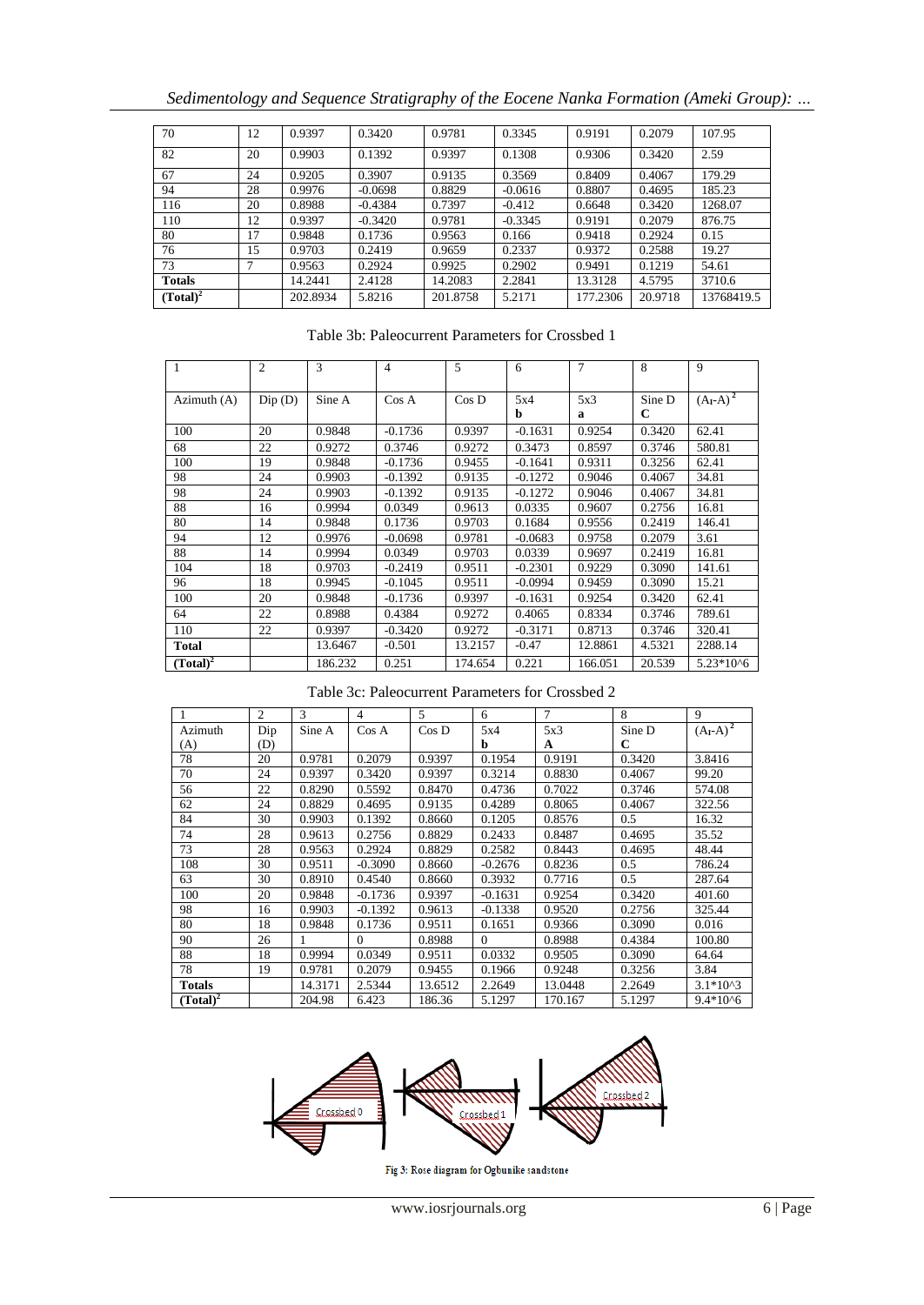| 70 | 12 | 0.9397 | 0.3420 | 0.9781 | 0.3345 | 0.9191 | 0.2079 | 107.95 |
|---|---|---|---|---|---|---|---|---|
| 82 | 20 | 0.9903 | 0.1392 | 0.9397 | 0.1308 | 0.9306 | 0.3420 | 2.59 |
| 67 | 24 | 0.9205 | 0.3907 | 0.9135 | 0.3569 | 0.8409 | 0.4067 | 179.29 |
| 94 | 28 | 0.9976 | -0.0698 | 0.8829 | -0.0616 | 0.8807 | 0.4695 | 185.23 |
| 116 | 20 | 0.8988 | -0.4384 | 0.7397 | -0.412 | 0.6648 | 0.3420 | 1268.07 |
| 110 | 12 | 0.9397 | -0.3420 | 0.9781 | -0.3345 | 0.9191 | 0.2079 | 876.75 |
| 80 | 17 | 0.9848 | 0.1736 | 0.9563 | 0.166 | 0.9418 | 0.2924 | 0.15 |
| 76 | 15 | 0.9703 | 0.2419 | 0.9659 | 0.2337 | 0.9372 | 0.2588 | 19.27 |
| 73 | 7 | 0.9563 | 0.2924 | 0.9925 | 0.2902 | 0.9491 | 0.1219 | 54.61 |
| **Totals** | | 14.2441 | 2.4128 | 14.2083 | 2.2841 | 13.3128 | 4.5795 | 3710.6 |
| **$(Total)^2$** | | 202.8934 | 5.8216 | 201.8758 | 5.2171 | 177.2306 | 20.9718 | 13768419.5 |

Table 3b: Paleocurrent Parameters for Crossbed 1

| 1 | 2 | 3 | 4 | 5 | 6 | 7 | 8 | 9 |
|---|---|---|---|---|---|---|---|---|
| Azimuth (A) | Dip (D) | Sine A | Cos A | Cos D | 5x4 **b** | 5x3 **a** | Sine D **C** | $(A_I\text{-}A)^2$ |
| 100 | 20 | 0.9848 | -0.1736 | 0.9397 | -0.1631 | 0.9254 | 0.3420 | 62.41 |
| 68 | 22 | 0.9272 | 0.3746 | 0.9272 | 0.3473 | 0.8597 | 0.3746 | 580.81 |
| 100 | 19 | 0.9848 | -0.1736 | 0.9455 | -0.1641 | 0.9311 | 0.3256 | 62.41 |
| 98 | 24 | 0.9903 | -0.1392 | 0.9135 | -0.1272 | 0.9046 | 0.4067 | 34.81 |
| 98 | 24 | 0.9903 | -0.1392 | 0.9135 | -0.1272 | 0.9046 | 0.4067 | 34.81 |
| 88 | 16 | 0.9994 | 0.0349 | 0.9613 | 0.0335 | 0.9607 | 0.2756 | 16.81 |
| 80 | 14 | 0.9848 | 0.1736 | 0.9703 | 0.1684 | 0.9556 | 0.2419 | 146.41 |
| 94 | 12 | 0.9976 | -0.0698 | 0.9781 | -0.0683 | 0.9758 | 0.2079 | 3.61 |
| 88 | 14 | 0.9994 | 0.0349 | 0.9703 | 0.0339 | 0.9697 | 0.2419 | 16.81 |
| 104 | 18 | 0.9703 | -0.2419 | 0.9511 | -0.2301 | 0.9229 | 0.3090 | 141.61 |
| 96 | 18 | 0.9945 | -0.1045 | 0.9511 | -0.0994 | 0.9459 | 0.3090 | 15.21 |
| 100 | 20 | 0.9848 | -0.1736 | 0.9397 | -0.1631 | 0.9254 | 0.3420 | 62.41 |
| 64 | 22 | 0.8988 | 0.4384 | 0.9272 | 0.4065 | 0.8334 | 0.3746 | 789.61 |
| 110 | 22 | 0.9397 | -0.3420 | 0.9272 | -0.3171 | 0.8713 | 0.3746 | 320.41 |
| **Total** | | 13.6467 | -0.501 | 13.2157 | -0.47 | 12.8861 | 4.5321 | 2288.14 |
| **$(Total)^2$** | | 186.232 | 0.251 | 174.654 | 0.221 | 166.051 | 20.539 | 5.23*10^6 |

Table 3c: Paleocurrent Parameters for Crossbed 2

| 1 | 2 | 3 | 4 | 5 | 6 | 7 | 8 | 9 |
|---|---|---|---|---|---|---|---|---|
| Azimuth (A) | Dip (D) | Sine A | Cos A | Cos D | 5x4 **b** | 5x3 **A** | Sine D **C** | $(A_I\text{-}A)^2$ |
| 78 | 20 | 0.9781 | 0.2079 | 0.9397 | 0.1954 | 0.9191 | 0.3420 | 3.8416 |
| 70 | 24 | 0.9397 | 0.3420 | 0.9397 | 0.3214 | 0.8830 | 0.4067 | 99.20 |
| 56 | 22 | 0.8290 | 0.5592 | 0.8470 | 0.4736 | 0.7022 | 0.3746 | 574.08 |
| 62 | 24 | 0.8829 | 0.4695 | 0.9135 | 0.4289 | 0.8065 | 0.4067 | 322.56 |
| 84 | 30 | 0.9903 | 0.1392 | 0.8660 | 0.1205 | 0.8576 | 0.5 | 16.32 |
| 74 | 28 | 0.9613 | 0.2756 | 0.8829 | 0.2433 | 0.8487 | 0.4695 | 35.52 |
| 73 | 28 | 0.9563 | 0.2924 | 0.8829 | 0.2582 | 0.8443 | 0.4695 | 48.44 |
| 108 | 30 | 0.9511 | -0.3090 | 0.8660 | -0.2676 | 0.8236 | 0.5 | 786.24 |
| 63 | 30 | 0.8910 | 0.4540 | 0.8660 | 0.3932 | 0.7716 | 0.5 | 287.64 |
| 100 | 20 | 0.9848 | -0.1736 | 0.9397 | -0.1631 | 0.9254 | 0.3420 | 401.60 |
| 98 | 16 | 0.9903 | -0.1392 | 0.9613 | -0.1338 | 0.9520 | 0.2756 | 325.44 |
| 80 | 18 | 0.9848 | 0.1736 | 0.9511 | 0.1651 | 0.9366 | 0.3090 | 0.016 |
| 90 | 26 | 1 | 0 | 0.8988 | 0 | 0.8988 | 0.4384 | 100.80 |
| 88 | 18 | 0.9994 | 0.0349 | 0.9511 | 0.0332 | 0.9505 | 0.3090 | 64.64 |
| 78 | 19 | 0.9781 | 0.2079 | 0.9455 | 0.1966 | 0.9248 | 0.3256 | 3.84 |
| **Totals** | | 14.3171 | 2.5344 | 13.6512 | 2.2649 | 13.0448 | 2.2649 | 3.1*10^3 |
| **$(Total)^2$** | | 204.98 | 6.423 | 186.36 | 5.1297 | 170.167 | 5.1297 | 9.4*10^6 |

Fig 3: Rose diagram for Ogbunike sandstone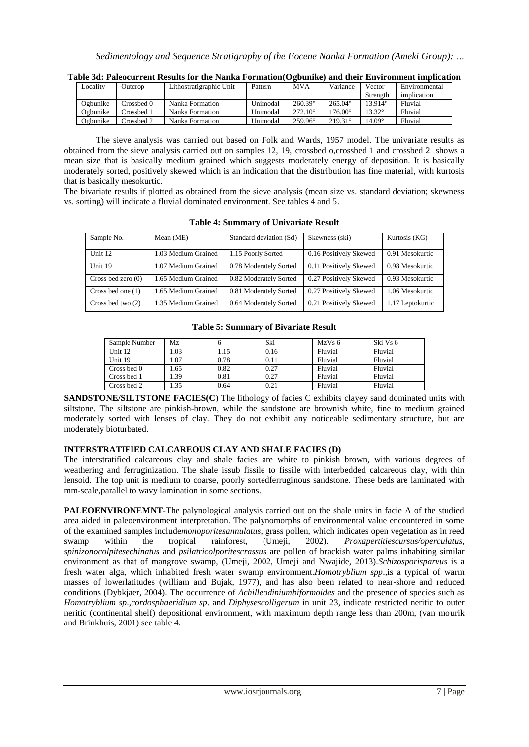**Table 3d: Paleocurrent Results for the Nanka Formation(Ogbunike) and their Environment implication**

| Locality | Outcrop | Lithostratigraphic Unit | Pattern | MVA | Variance | Vector Strength | Environmental implication |
|---|---|---|---|---|---|---|---|
| Ogbunike | Crossbed 0 | Nanka Formation | Unimodal | 260.39° | 265.04° | 13.914° | Fluvial |
| Ogbunike | Crossbed 1 | Nanka Formation | Unimodal | 272.10° | 176.00° | 13.32° | Fluvial |
| Ogbunike | Crossbed 2 | Nanka Formation | Unimodal | 259.96° | 219.31° | 14.09° | Fluvial |

The sieve analysis was carried out based on Folk and Wards, 1957 model. The univariate results as obtained from the sieve analysis carried out on samples 12, 19, crossbed o,crossbed 1 and crossbed 2 shows a mean size that is basically medium grained which suggests moderately energy of deposition. It is basically moderately sorted, positively skewed which is an indication that the distribution has fine material, with kurtosis that is basically mesokurtic.

The bivariate results if plotted as obtained from the sieve analysis (mean size vs. standard deviation; skewness vs. sorting) will indicate a fluvial dominated environment. See tables 4 and 5.

**Table 4: Summary of Univariate Result**

| Sample No. | Mean (ME) | Standard deviation (Sd) | Skewness (ski) | Kurtosis (KG) |
|---|---|---|---|---|
| Unit 12 | 1.03 Medium Grained | 1.15 Poorly Sorted | 0.16 Positively Skewed | 0.91 Mesokurtic |
| Unit 19 | 1.07 Medium Grained | 0.78 Moderately Sorted | 0.11 Positively Skewed | 0.98 Mesokurtic |
| Cross bed zero (0) | 1.65 Medium Grained | 0.82 Moderately Sorted | 0.27 Positively Skewed | 0.93 Mesokurtic |
| Cross bed one (1) | 1.65 Medium Grained | 0.81 Moderately Sorted | 0.27 Positively Skewed | 1.06 Mesokurtic |
| Cross bed two (2) | 1.35 Medium Grained | 0.64 Moderately Sorted | 0.21 Positively Skewed | 1.17 Leptokurtic |

**Table 5: Summary of Bivariate Result**

| Sample Number | Mz | 6 | Ski | MzVs 6 | Ski Vs 6 |
|---|---|---|---|---|---|
| Unit 12 | 1.03 | 1.15 | 0.16 | Fluvial | Fluvial |
| Unit 19 | 1.07 | 0.78 | 0.11 | Fluvial | Fluvial |
| Cross bed 0 | 1.65 | 0.82 | 0.27 | Fluvial | Fluvial |
| Cross bed 1 | 1.39 | 0.81 | 0.27 | Fluvial | Fluvial |
| Cross bed 2 | 1.35 | 0.64 | 0.21 | Fluvial | Fluvial |

**SANDSTONE/SILTSTONE FACIES(C**) The lithology of facies C exhibits clayey sand dominated units with siltstone. The siltstone are pinkish-brown, while the sandstone are brownish white, fine to medium grained moderately sorted with lenses of clay. They do not exhibit any noticeable sedimentary structure, but are moderately bioturbated.

**INTERSTRATIFIED CALCAREOUS CLAY AND SHALE FACIES (D)**

The interstratified calcareous clay and shale facies are white to pinkish brown, with various degrees of weathering and ferruginization. The shale issub fissile to fissile with interbedded calcareous clay, with thin lensoid. The top unit is medium to coarse, poorly sortedferruginous sandstone. These beds are laminated with mm-scale,parallel to wavy lamination in some sections.

**PALEOENVIRONEMNT**-The palynological analysis carried out on the shale units in facie A of the studied area aided in paleoenvironment interpretation. The palynomorphs of environmental value encountered in some of the examined samples include*monoporitesannulatus,* grass pollen, which indicates open vegetation as in reed swamp within the tropical rainforest, (Umeji, 2002). *Proxapertitiescursus/operculatus, spinizonocolpitesechinatus* and *psilatricolporitescrassus* are pollen of brackish water palms inhabiting similar environment as that of mangrove swamp, (Umeji, 2002, Umeji and Nwajide, 2013).*Schizosporisparvus* is a fresh water alga, which inhabited fresh water swamp environment.*Homotryblium spp*.,is a typical of warm masses of lowerlatitudes (william and Bujak, 1977), and has also been related to near-shore and reduced conditions (Dybkjaer, 2004). The occurrence of *Achilleodiniumbiformoides* and the presence of species such as *Homotryblium sp*.,*cordosphaeridium sp*. and *Diphysescolligerum* in unit 23, indicate restricted neritic to outer neritic (continental shelf) depositional environment, with maximum depth range less than 200m, (van mourik and Brinkhuis, 2001) see table 4.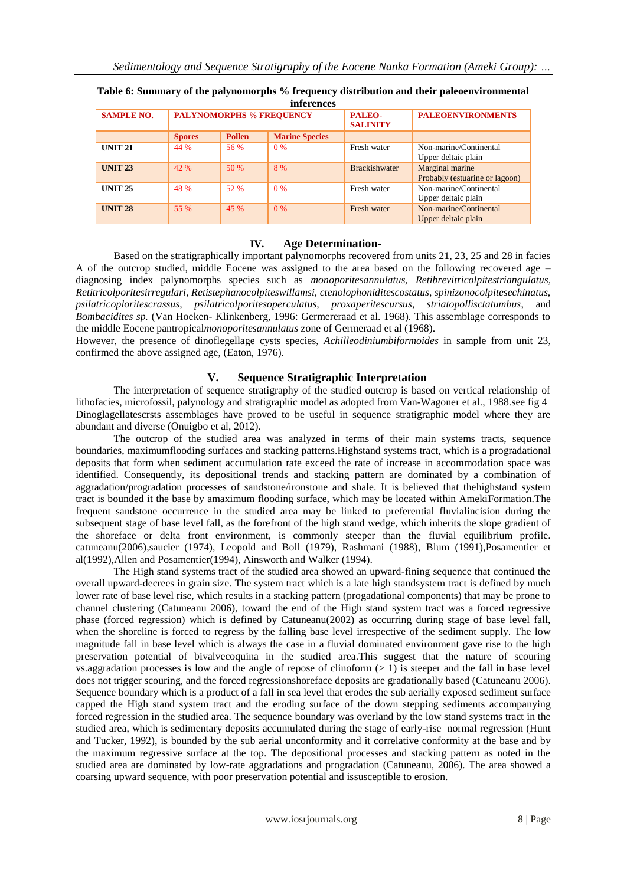**Table 6: Summary of the palynomorphs % frequency distribution and their paleoenvironmental inferences**

| SAMPLE NO. | PALYNOMORPHS % FREQUENCY | | | PALEO-SALINITY | PALEOENVIRONMENTS |
|---|---|---|---|---|---|
| | Spores | Pollen | Marine Species | | |
| UNIT 21 | 44 % | 56 % | 0 % | Fresh water | Non-marine/Continental Upper deltaic plain |
| UNIT 23 | 42 % | 50 % | 8 % | Brackishwater | Marginal marine Probably (estuarine or lagoon) |
| UNIT 25 | 48 % | 52 % | 0 % | Fresh water | Non-marine/Continental Upper deltaic plain |
| UNIT 28 | 55 % | 45 % | 0 % | Fresh water | Non-marine/Continental Upper deltaic plain |

## IV. Age Determination-

Based on the stratigraphically important palynomorphs recovered from units 21, 23, 25 and 28 in facies A of the outcrop studied, middle Eocene was assigned to the area based on the following recovered age – diagnosing index palynomorphs species such as *monoporitesannulatus, Retibrevitricolpitestriangulatus, Retitricolporitesirregulari, Retistephanocolpiteswillamsi, ctenolophonriditescostatus, spinizonocolpitesechinatus, psilatricoploritescrassus, psilatricolporitesoperculatus, proxaperitescursus, striatopollisctatumbus*, and *Bombacidites sp.* (Van Hoeken- Klinkenberg, 1996: Germereraad et al. 1968). This assemblage corresponds to the middle Eocene pantropical*monoporitesannulatus* zone of Germeraad et al (1968).

However, the presence of dinoflegellage cysts species, *Achilleodiniumbiformoides* in sample from unit 23, confirmed the above assigned age, (Eaton, 1976).

## V. Sequence Stratigraphic Interpretation

The interpretation of sequence stratigraphy of the studied outcrop is based on vertical relationship of lithofacies, microfossil, palynology and stratigraphic model as adopted from Van-Wagoner et al., 1988.see fig 4 Dinoglagellatescrsts assemblages have proved to be useful in sequence stratigraphic model where they are abundant and diverse (Onuigbo et al, 2012).

The outcrop of the studied area was analyzed in terms of their main systems tracts, sequence boundaries, maximumflooding surfaces and stacking patterns.Highstand systems tract, which is a progradational deposits that form when sediment accumulation rate exceed the rate of increase in accommodation space was identified. Consequently, its depositional trends and stacking pattern are dominated by a combination of aggradation/progradation processes of sandstone/ironstone and shale. It is believed that thehighstand system tract is bounded it the base by amaximum flooding surface, which may be located within AmekiFormation.The frequent sandstone occurrence in the studied area may be linked to preferential fluvialincision during the subsequent stage of base level fall, as the forefront of the high stand wedge, which inherits the slope gradient of the shoreface or delta front environment, is commonly steeper than the fluvial equilibrium profile. catuneanu(2006),saucier (1974), Leopold and Boll (1979), Rashmani (1988), Blum (1991),Posamentier et al(1992),Allen and Posamentier(1994), Ainsworth and Walker (1994).

The High stand systems tract of the studied area showed an upward-fining sequence that continued the overall upward-decrees in grain size. The system tract which is a late high standsystem tract is defined by much lower rate of base level rise, which results in a stacking pattern (progadational components) that may be prone to channel clustering (Catuneanu 2006), toward the end of the High stand system tract was a forced regressive phase (forced regression) which is defined by Catuneanu(2002) as occurring during stage of base level fall, when the shoreline is forced to regress by the falling base level irrespective of the sediment supply. The low magnitude fall in base level which is always the case in a fluvial dominated environment gave rise to the high preservation potential of bivalvecoquina in the studied area.This suggest that the nature of scouring vs.aggradation processes is low and the angle of repose of clinoform (> 1) is steeper and the fall in base level does not trigger scouring, and the forced regressionshoreface deposits are gradationally based (Catuneanu 2006). Sequence boundary which is a product of a fall in sea level that erodes the sub aerially exposed sediment surface capped the High stand system tract and the eroding surface of the down stepping sediments accompanying forced regression in the studied area. The sequence boundary was overland by the low stand systems tract in the studied area, which is sedimentary deposits accumulated during the stage of early-rise normal regression (Hunt and Tucker, 1992), is bounded by the sub aerial unconformity and it correlative conformity at the base and by the maximum regressive surface at the top. The depositional processes and stacking pattern as noted in the studied area are dominated by low-rate aggradations and progradation (Catuneanu, 2006). The area showed a coarsing upward sequence, with poor preservation potential and issusceptible to erosion.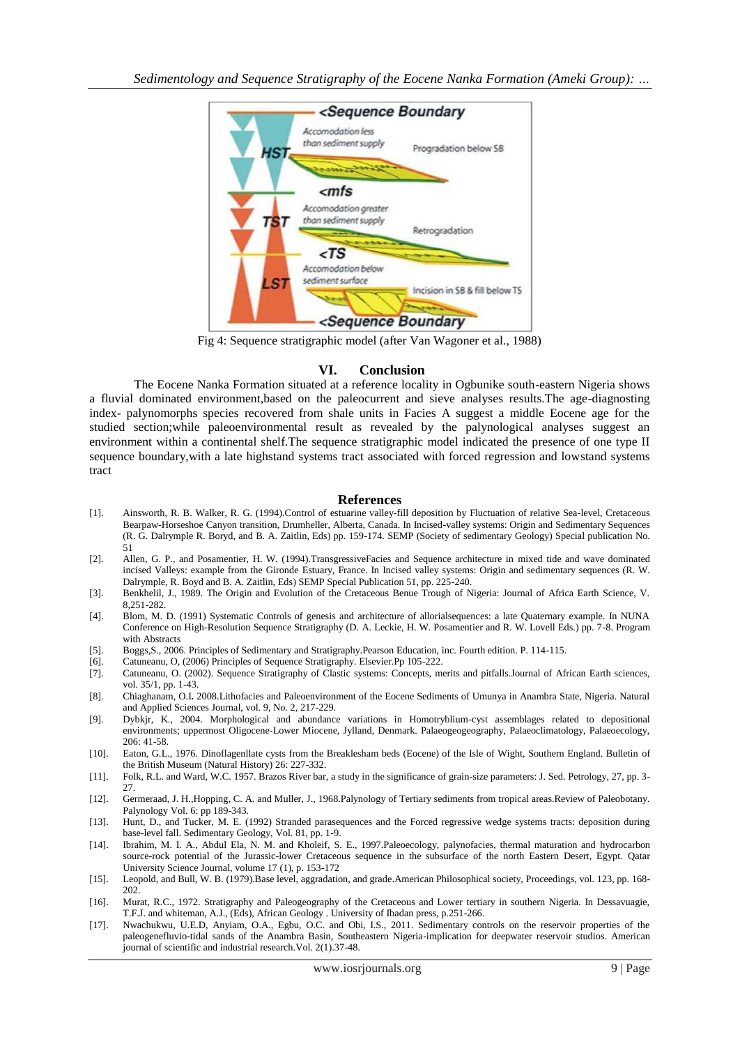Fig 4: Sequence stratigraphic model (after Van Wagoner et al., 1988)

## VI. Conclusion

The Eocene Nanka Formation situated at a reference locality in Ogbunike south-eastern Nigeria shows a fluvial dominated environment,based on the paleocurrent and sieve analyses results.The age-diagnosting index- palynomorphs species recovered from shale units in Facies A suggest a middle Eocene age for the studied section;while paleoenvironmental result as revealed by the palynological analyses suggest an environment within a continental shelf.The sequence stratigraphic model indicated the presence of one type II sequence boundary,with a late highstand systems tract associated with forced regression and lowstand systems tract

## References

[1]. Ainsworth, R. B. Walker, R. G. (1994).Control of estuarine valley-fill deposition by Fluctuation of relative Sea-level, Cretaceous Bearpaw-Horseshoe Canyon transition, Drumheller, Alberta, Canada. In Incised-valley systems: Origin and Sedimentary Sequences (R. G. Dalrymple R. Boryd, and B. A. Zaitlin, Eds) pp. 159-174. SEMP (Society of sedimentary Geology) Special publication No. 51

[2]. Allen, G. P., and Posamentier, H. W. (1994).TransgressiveFacies and Sequence architecture in mixed tide and wave dominated incised Valleys: example from the Gironde Estuary, France. In Incised valley systems: Origin and sedimentary sequences (R. W. Dalrymple, R. Boyd and B. A. Zaitlin, Eds) SEMP Special Publication 51, pp. 225-240.

[3]. Benkhelil, J., 1989. The Origin and Evolution of the Cretaceous Benue Trough of Nigeria: Journal of Africa Earth Science, V. 8,251-282.

[4]. Blom, M. D. (1991) Systematic Controls of genesis and architecture of allorialsequences: a late Quaternary example. In NUNA Conference on High-Resolution Sequence Stratigraphy (D. A. Leckie, H. W. Posamentier and R. W. Lovell Eds.) pp. 7-8. Program with Abstracts

[5]. Boggs,S., 2006. Principles of Sedimentary and Stratigraphy.Pearson Education, inc. Fourth edition. P. 114-115.

[6]. Catuneanu, O, (2006) Principles of Sequence Stratigraphy. Elsevier.Pp 105-222.

[7]. Catuneanu, O. (2002). Sequence Stratigraphy of Clastic systems: Concepts, merits and pitfalls.Journal of African Earth sciences, vol. 35/1, pp. 1-43.

[8]. Chiaghanam, O.I**.** 2008.Lithofacies and Paleoenvironment of the Eocene Sediments of Umunya in Anambra State, Nigeria. Natural and Applied Sciences Journal, vol. 9, No. 2, 217-229.

[9]. Dybkjr, K., 2004. Morphological and abundance variations in Homotryblium-cyst assemblages related to depositional environments; uppermost Oligocene-Lower Miocene, Jylland, Denmark. Palaeogeogeography, Palaeoclimatology, Palaeoecology, 206: 41-58.

[10]. Eaton, G.L., 1976. Dinoflagenllate cysts from the Breaklesham beds (Eocene) of the Isle of Wight, Southern England. Bulletin of the British Museum (Natural History) 26: 227-332.

[11]. Folk, R.L. and Ward, W.C. 1957. Brazos River bar, a study in the significance of grain-size parameters: J. Sed. Petrology, 27, pp. 3-27.

[12]. Germeraad, J. H.,Hopping, C. A. and Muller, J., 1968.Palynology of Tertiary sediments from tropical areas.Review of Paleobotany. Palynology Vol. 6: pp 189-343.

[13]. Hunt, D., and Tucker, M. E. (1992) Stranded parasequences and the Forced regressive wedge systems tracts: deposition during base-level fall. Sedimentary Geology, Vol. 81, pp. 1-9.

[14]. Ibrahim, M. I. A., Abdul Ela, N. M. and Kholeif, S. E., 1997.Paleoecology, palynofacies, thermal maturation and hydrocarbon source-rock potential of the Jurassic-lower Cretaceous sequence in the subsurface of the north Eastern Desert, Egypt. Qatar University Science Journal, volume 17 (1), p. 153-172

[15]. Leopold, and Bull, W. B. (1979).Base level, aggradation, and grade.American Philosophical society, Proceedings, vol. 123, pp. 168-202.

[16]. Murat, R.C., 1972. Stratigraphy and Paleogeography of the Cretaceous and Lower tertiary in southern Nigeria. In Dessavuagie, T.F.J. and whiteman, A.J., (Eds), African Geology . University of Ibadan press, p.251-266.

[17]. Nwachukwu, U.E.D, Anyiam, O.A., Egbu, O.C. and Obi, I.S., 2011. Sedimentary controls on the reservoir properties of the paleogenefluvio-tidal sands of the Anambra Basin, Southeastern Nigeria-implication for deepwater reservoir studios. American journal of scientific and industrial research.Vol. 2(1).37-48.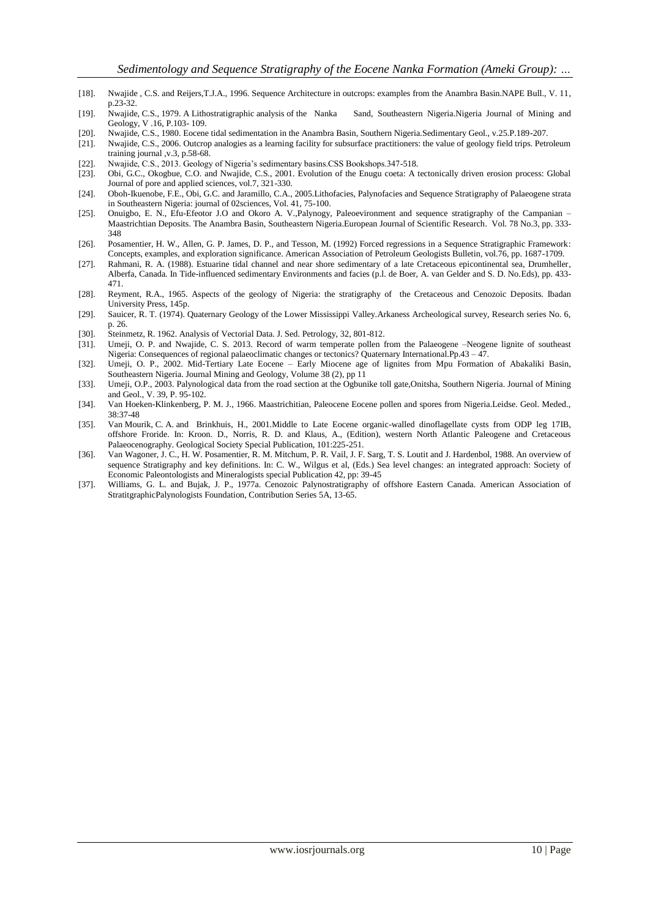[18]. Nwajide , C.S. and Reijers,T.J.A., 1996. Sequence Architecture in outcrops: examples from the Anambra Basin.NAPE Bull., V. 11, p.23-32.

[19]. Nwajide, C.S., 1979. A Lithostratigraphic analysis of the Nanka Sand, Southeastern Nigeria.Nigeria Journal of Mining and Geology, V .16, P.103- 109.

[20]. Nwajide, C.S., 1980. Eocene tidal sedimentation in the Anambra Basin, Southern Nigeria.Sedimentary Geol., v.25.P.189-207.

[21]. Nwajide, C.S., 2006. Outcrop analogies as a learning facility for subsurface practitioners: the value of geology field trips. Petroleum training journal ,v.3, p.58-68.

[22]. Nwajide, C.S., 2013. Geology of Nigeria's sedimentary basins.CSS Bookshops.347-518.

[23]. Obi, G.C., Okogbue, C.O. and Nwajide, C.S., 2001. Evolution of the Enugu coeta: A tectonically driven erosion process: Global Journal of pore and applied sciences, vol.7, 321-330.

[24]. Oboh-Ikuenobe, F.E., Obi, G.C. and Jaramillo, C.A., 2005.Lithofacies, Palynofacies and Sequence Stratigraphy of Palaeogene strata in Southeastern Nigeria: journal of 02sciences, Vol. 41, 75-100.

[25]. Onuigbo, E. N., Efu-Efeotor J.O and Okoro A. V.,Palynogy, Paleoevironment and sequence stratigraphy of the Campanian – Maastrichtian Deposits. The Anambra Basin, Southeastern Nigeria.European Journal of Scientific Research. Vol. 78 No.3, pp. 333-348

[26]. Posamentier, H. W., Allen, G. P. James, D. P., and Tesson, M. (1992) Forced regressions in a Sequence Stratigraphic Framework: Concepts, examples, and exploration significance. American Association of Petroleum Geologists Bulletin, vol.76, pp. 1687-1709.

[27]. Rahmani, R. A. (1988). Estuarine tidal channel and near shore sedimentary of a late Cretaceous epicontinental sea, Drumheller, Alberfa, Canada. In Tide-influenced sedimentary Environments and facies (p.l. de Boer, A. van Gelder and S. D. No.Eds), pp. 433-471.

[28]. Reyment, R.A., 1965. Aspects of the geology of Nigeria: the stratigraphy of the Cretaceous and Cenozoic Deposits. Ibadan University Press, 145p.

[29]. Sauicer, R. T. (1974). Quaternary Geology of the Lower Mississippi Valley.Arkaness Archeological survey, Research series No. 6, p. 26.

[30]. Steinmetz, R. 1962. Analysis of Vectorial Data. J. Sed. Petrology, 32, 801-812.

[31]. Umeji, O. P. and Nwajide, C. S. 2013. Record of warm temperate pollen from the Palaeogene –Neogene lignite of southeast Nigeria: Consequences of regional palaeoclimatic changes or tectonics? Quaternary International.Pp.43 – 47.

[32]. Umeji, O. P., 2002. Mid-Tertiary Late Eocene – Early Miocene age of lignites from Mpu Formation of Abakaliki Basin, Southeastern Nigeria. Journal Mining and Geology, Volume 38 (2), pp 11

[33]. Umeji, O.P., 2003. Palynological data from the road section at the Ogbunike toll gate,Onitsha, Southern Nigeria. Journal of Mining and Geol., V. 39, P. 95-102.

[34]. Van Hoeken-Klinkenberg, P. M. J., 1966. Maastrichitian, Paleocene Eocene pollen and spores from Nigeria.Leidse. Geol. Meded., 38:37-48

[35]. Van Mourik, C. A. and Brinkhuis, H., 2001.Middle to Late Eocene organic-walled dinoflagellate cysts from ODP leg 17IB, offshore Froride. In: Kroon. D., Norris, R. D. and Klaus, A., (Edition), western North Atlantic Paleogene and Cretaceous Palaeocenography. Geological Society Special Publication, 101:225-251.

[36]. Van Wagoner, J. C., H. W. Posamentier, R. M. Mitchum, P. R. Vail, J. F. Sarg, T. S. Loutit and J. Hardenbol, 1988. An overview of sequence Stratigraphy and key definitions. In: C. W., Wilgus et al, (Eds.) Sea level changes: an integrated approach: Society of Economic Paleontologists and Mineralogists special Publication 42, pp: 39-45

[37]. Williams, G. L. and Bujak, J. P., 1977a. Cenozoic Palynostratigraphy of offshore Eastern Canada. American Association of StratitgraphicPalynologists Foundation, Contribution Series 5A, 13-65.